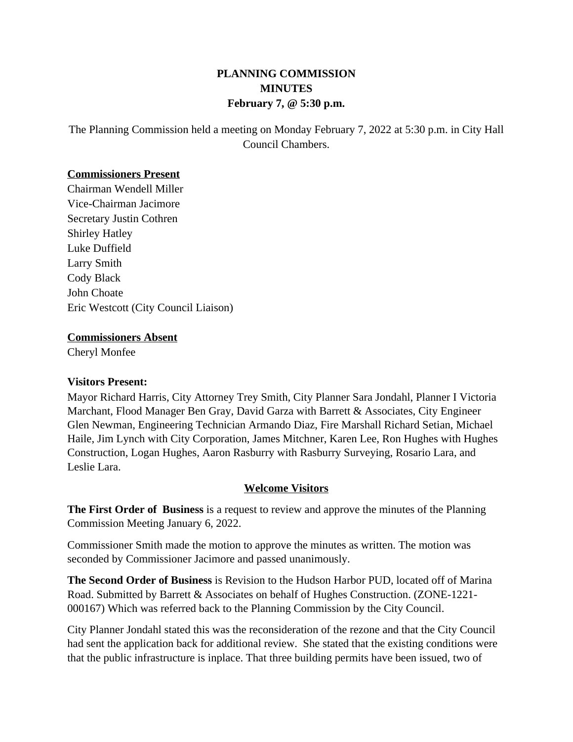# PLANNING COMMISSION
## MINUTES
### February 7, @ 5:30 p.m.

The Planning Commission held a meeting on Monday February 7, 2022 at 5:30 p.m. in City Hall Council Chambers.

**Commissioners Present**

Chairman Wendell Miller
Vice-Chairman Jacimore
Secretary Justin Cothren
Shirley Hatley
Luke Duffield
Larry Smith
Cody Black
John Choate
Eric Westcott (City Council Liaison)

**Commissioners Absent**

Cheryl Monfee

**Visitors Present:**

Mayor Richard Harris, City Attorney Trey Smith, City Planner Sara Jondahl, Planner I Victoria Marchant, Flood Manager Ben Gray, David Garza with Barrett & Associates, City Engineer Glen Newman, Engineering Technician Armando Diaz, Fire Marshall Richard Setian, Michael Haile, Jim Lynch with City Corporation, James Mitchner, Karen Lee, Ron Hughes with Hughes Construction, Logan Hughes, Aaron Rasburry with Rasburry Surveying, Rosario Lara, and Leslie Lara.

**Welcome Visitors**

**The First Order of Business** is a request to review and approve the minutes of the Planning Commission Meeting January 6, 2022.

Commissioner Smith made the motion to approve the minutes as written. The motion was seconded by Commissioner Jacimore and passed unanimously.

**The Second Order of Business** is Revision to the Hudson Harbor PUD, located off of Marina Road. Submitted by Barrett & Associates on behalf of Hughes Construction. (ZONE-1221-000167) Which was referred back to the Planning Commission by the City Council.

City Planner Jondahl stated this was the reconsideration of the rezone and that the City Council had sent the application back for additional review. She stated that the existing conditions were that the public infrastructure is inplace. That three building permits have been issued, two of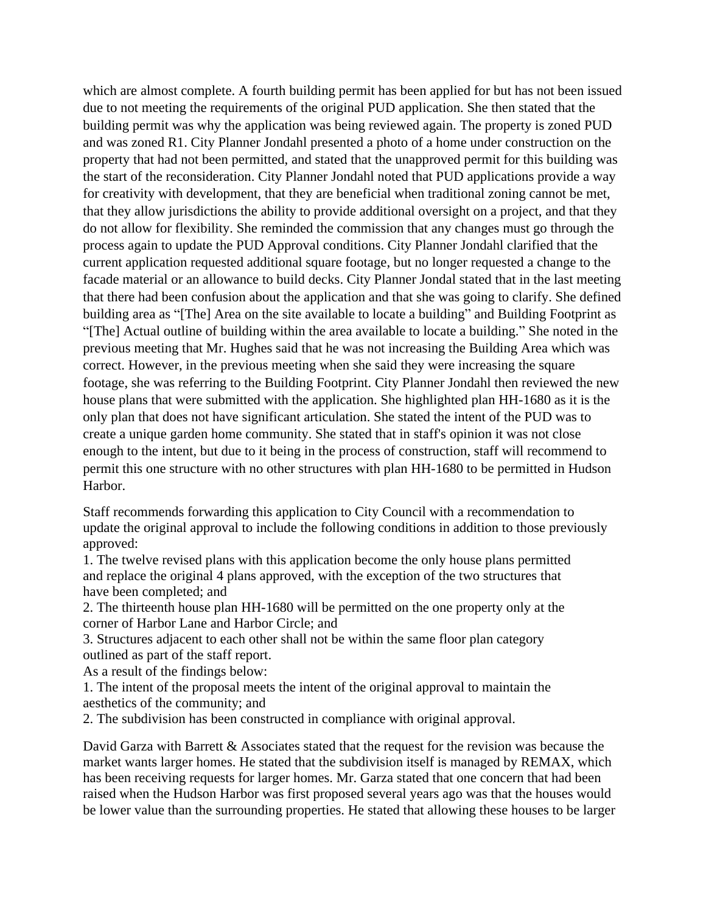which are almost complete. A fourth building permit has been applied for but has not been issued due to not meeting the requirements of the original PUD application. She then stated that the building permit was why the application was being reviewed again. The property is zoned PUD and was zoned R1. City Planner Jondahl presented a photo of a home under construction on the property that had not been permitted, and stated that the unapproved permit for this building was the start of the reconsideration. City Planner Jondahl noted that PUD applications provide a way for creativity with development, that they are beneficial when traditional zoning cannot be met, that they allow jurisdictions the ability to provide additional oversight on a project, and that they do not allow for flexibility. She reminded the commission that any changes must go through the process again to update the PUD Approval conditions. City Planner Jondahl clarified that the current application requested additional square footage, but no longer requested a change to the facade material or an allowance to build decks. City Planner Jondal stated that in the last meeting that there had been confusion about the application and that she was going to clarify. She defined building area as "[The] Area on the site available to locate a building" and Building Footprint as "[The] Actual outline of building within the area available to locate a building." She noted in the previous meeting that Mr. Hughes said that he was not increasing the Building Area which was correct. However, in the previous meeting when she said they were increasing the square footage, she was referring to the Building Footprint. City Planner Jondahl then reviewed the new house plans that were submitted with the application. She highlighted plan HH-1680 as it is the only plan that does not have significant articulation. She stated the intent of the PUD was to create a unique garden home community. She stated that in staff's opinion it was not close enough to the intent, but due to it being in the process of construction, staff will recommend to permit this one structure with no other structures with plan HH-1680 to be permitted in Hudson Harbor.

Staff recommends forwarding this application to City Council with a recommendation to update the original approval to include the following conditions in addition to those previously approved:

1. The twelve revised plans with this application become the only house plans permitted and replace the original 4 plans approved, with the exception of the two structures that have been completed; and
2. The thirteenth house plan HH-1680 will be permitted on the one property only at the corner of Harbor Lane and Harbor Circle; and
3. Structures adjacent to each other shall not be within the same floor plan category outlined as part of the staff report.

As a result of the findings below:

1. The intent of the proposal meets the intent of the original approval to maintain the aesthetics of the community; and
2. The subdivision has been constructed in compliance with original approval.

David Garza with Barrett & Associates stated that the request for the revision was because the market wants larger homes. He stated that the subdivision itself is managed by REMAX, which has been receiving requests for larger homes. Mr. Garza stated that one concern that had been raised when the Hudson Harbor was first proposed several years ago was that the houses would be lower value than the surrounding properties. He stated that allowing these houses to be larger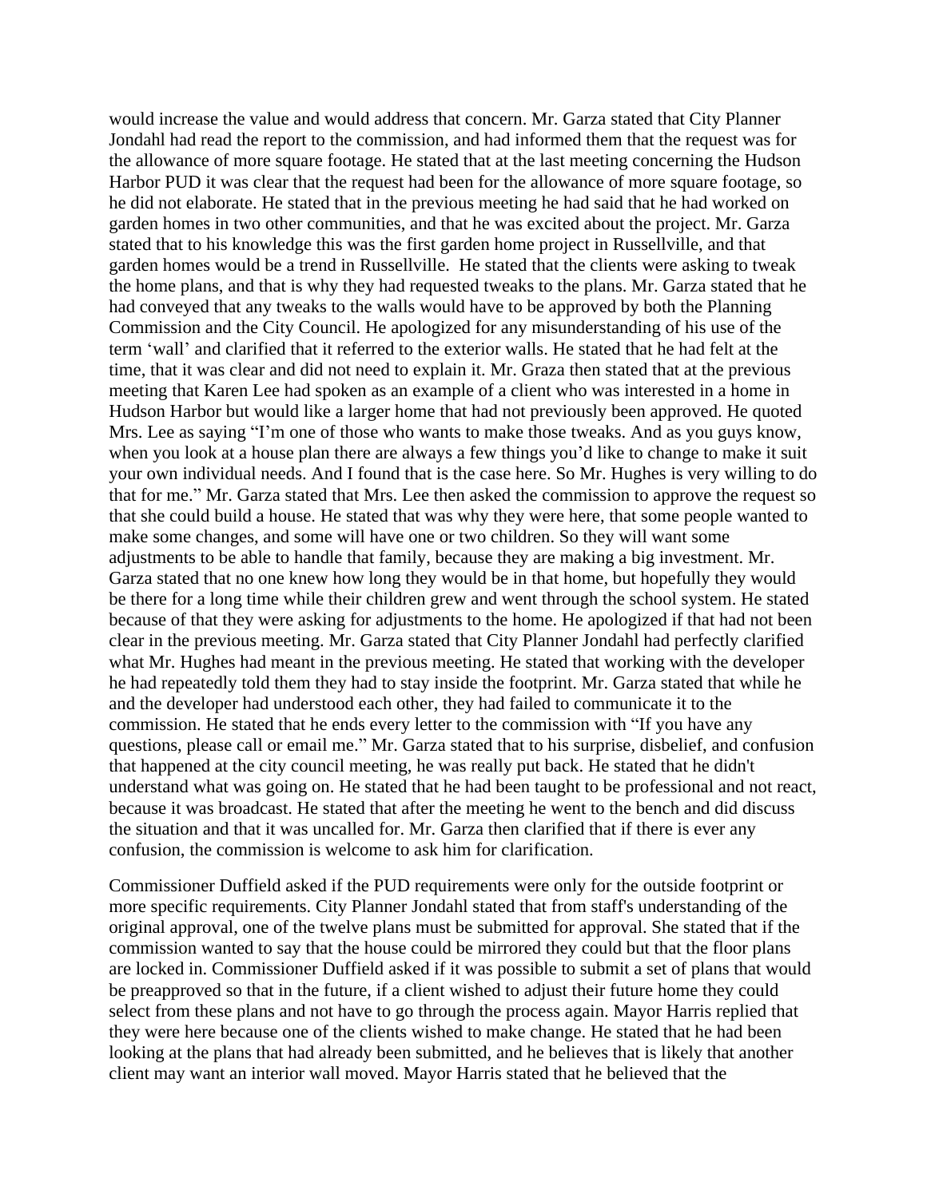would increase the value and would address that concern. Mr. Garza stated that City Planner Jondahl had read the report to the commission, and had informed them that the request was for the allowance of more square footage. He stated that at the last meeting concerning the Hudson Harbor PUD it was clear that the request had been for the allowance of more square footage, so he did not elaborate. He stated that in the previous meeting he had said that he had worked on garden homes in two other communities, and that he was excited about the project. Mr. Garza stated that to his knowledge this was the first garden home project in Russellville, and that garden homes would be a trend in Russellville. He stated that the clients were asking to tweak the home plans, and that is why they had requested tweaks to the plans. Mr. Garza stated that he had conveyed that any tweaks to the walls would have to be approved by both the Planning Commission and the City Council. He apologized for any misunderstanding of his use of the term 'wall' and clarified that it referred to the exterior walls. He stated that he had felt at the time, that it was clear and did not need to explain it. Mr. Graza then stated that at the previous meeting that Karen Lee had spoken as an example of a client who was interested in a home in Hudson Harbor but would like a larger home that had not previously been approved. He quoted Mrs. Lee as saying "I'm one of those who wants to make those tweaks. And as you guys know, when you look at a house plan there are always a few things you'd like to change to make it suit your own individual needs. And I found that is the case here. So Mr. Hughes is very willing to do that for me." Mr. Garza stated that Mrs. Lee then asked the commission to approve the request so that she could build a house. He stated that was why they were here, that some people wanted to make some changes, and some will have one or two children. So they will want some adjustments to be able to handle that family, because they are making a big investment. Mr. Garza stated that no one knew how long they would be in that home, but hopefully they would be there for a long time while their children grew and went through the school system. He stated because of that they were asking for adjustments to the home. He apologized if that had not been clear in the previous meeting. Mr. Garza stated that City Planner Jondahl had perfectly clarified what Mr. Hughes had meant in the previous meeting. He stated that working with the developer he had repeatedly told them they had to stay inside the footprint. Mr. Garza stated that while he and the developer had understood each other, they had failed to communicate it to the commission. He stated that he ends every letter to the commission with "If you have any questions, please call or email me." Mr. Garza stated that to his surprise, disbelief, and confusion that happened at the city council meeting, he was really put back. He stated that he didn't understand what was going on. He stated that he had been taught to be professional and not react, because it was broadcast. He stated that after the meeting he went to the bench and did discuss the situation and that it was uncalled for. Mr. Garza then clarified that if there is ever any confusion, the commission is welcome to ask him for clarification.

Commissioner Duffield asked if the PUD requirements were only for the outside footprint or more specific requirements. City Planner Jondahl stated that from staff's understanding of the original approval, one of the twelve plans must be submitted for approval. She stated that if the commission wanted to say that the house could be mirrored they could but that the floor plans are locked in. Commissioner Duffield asked if it was possible to submit a set of plans that would be preapproved so that in the future, if a client wished to adjust their future home they could select from these plans and not have to go through the process again. Mayor Harris replied that they were here because one of the clients wished to make change. He stated that he had been looking at the plans that had already been submitted, and he believes that is likely that another client may want an interior wall moved. Mayor Harris stated that he believed that the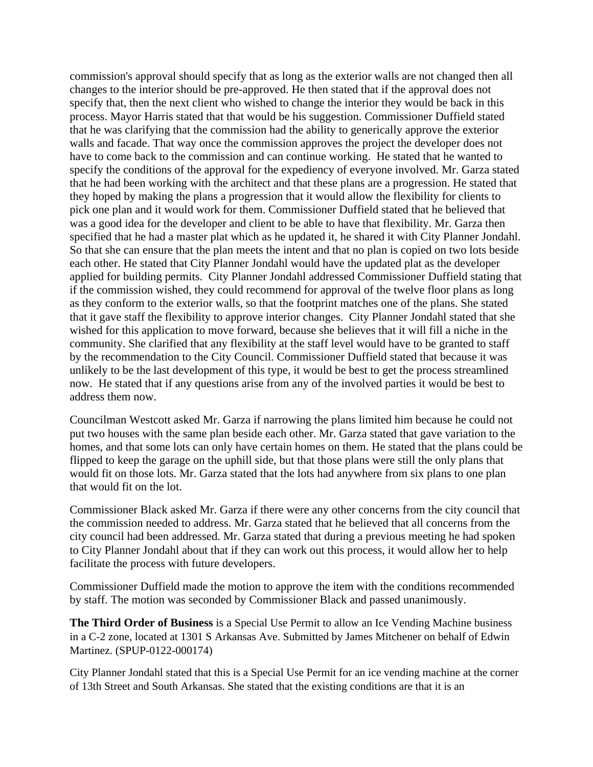commission's approval should specify that as long as the exterior walls are not changed then all changes to the interior should be pre-approved. He then stated that if the approval does not specify that, then the next client who wished to change the interior they would be back in this process. Mayor Harris stated that that would be his suggestion. Commissioner Duffield stated that he was clarifying that the commission had the ability to generically approve the exterior walls and facade. That way once the commission approves the project the developer does not have to come back to the commission and can continue working. He stated that he wanted to specify the conditions of the approval for the expediency of everyone involved. Mr. Garza stated that he had been working with the architect and that these plans are a progression. He stated that they hoped by making the plans a progression that it would allow the flexibility for clients to pick one plan and it would work for them. Commissioner Duffield stated that he believed that was a good idea for the developer and client to be able to have that flexibility. Mr. Garza then specified that he had a master plat which as he updated it, he shared it with City Planner Jondahl. So that she can ensure that the plan meets the intent and that no plan is copied on two lots beside each other. He stated that City Planner Jondahl would have the updated plat as the developer applied for building permits. City Planner Jondahl addressed Commissioner Duffield stating that if the commission wished, they could recommend for approval of the twelve floor plans as long as they conform to the exterior walls, so that the footprint matches one of the plans. She stated that it gave staff the flexibility to approve interior changes. City Planner Jondahl stated that she wished for this application to move forward, because she believes that it will fill a niche in the community. She clarified that any flexibility at the staff level would have to be granted to staff by the recommendation to the City Council. Commissioner Duffield stated that because it was unlikely to be the last development of this type, it would be best to get the process streamlined now. He stated that if any questions arise from any of the involved parties it would be best to address them now.

Councilman Westcott asked Mr. Garza if narrowing the plans limited him because he could not put two houses with the same plan beside each other. Mr. Garza stated that gave variation to the homes, and that some lots can only have certain homes on them. He stated that the plans could be flipped to keep the garage on the uphill side, but that those plans were still the only plans that would fit on those lots. Mr. Garza stated that the lots had anywhere from six plans to one plan that would fit on the lot.

Commissioner Black asked Mr. Garza if there were any other concerns from the city council that the commission needed to address. Mr. Garza stated that he believed that all concerns from the city council had been addressed. Mr. Garza stated that during a previous meeting he had spoken to City Planner Jondahl about that if they can work out this process, it would allow her to help facilitate the process with future developers.

Commissioner Duffield made the motion to approve the item with the conditions recommended by staff. The motion was seconded by Commissioner Black and passed unanimously.

**The Third Order of Business** is a Special Use Permit to allow an Ice Vending Machine business in a C-2 zone, located at 1301 S Arkansas Ave. Submitted by James Mitchener on behalf of Edwin Martinez. (SPUP-0122-000174)

City Planner Jondahl stated that this is a Special Use Permit for an ice vending machine at the corner of 13th Street and South Arkansas. She stated that the existing conditions are that it is an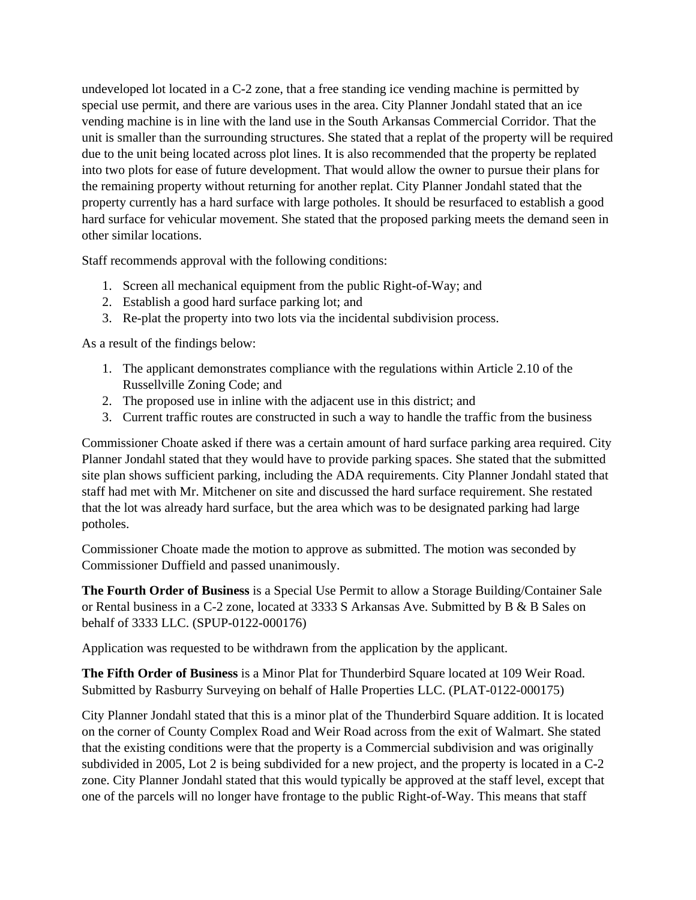undeveloped lot located in a C-2 zone, that a free standing ice vending machine is permitted by special use permit, and there are various uses in the area. City Planner Jondahl stated that an ice vending machine is in line with the land use in the South Arkansas Commercial Corridor. That the unit is smaller than the surrounding structures. She stated that a replat of the property will be required due to the unit being located across plot lines. It is also recommended that the property be replated into two plots for ease of future development. That would allow the owner to pursue their plans for the remaining property without returning for another replat. City Planner Jondahl stated that the property currently has a hard surface with large potholes. It should be resurfaced to establish a good hard surface for vehicular movement. She stated that the proposed parking meets the demand seen in other similar locations.

Staff recommends approval with the following conditions:

1. Screen all mechanical equipment from the public Right-of-Way; and
2. Establish a good hard surface parking lot; and
3. Re-plat the property into two lots via the incidental subdivision process.

As a result of the findings below:

1. The applicant demonstrates compliance with the regulations within Article 2.10 of the Russellville Zoning Code; and
2. The proposed use in inline with the adjacent use in this district; and
3. Current traffic routes are constructed in such a way to handle the traffic from the business

Commissioner Choate asked if there was a certain amount of hard surface parking area required. City Planner Jondahl stated that they would have to provide parking spaces. She stated that the submitted site plan shows sufficient parking, including the ADA requirements. City Planner Jondahl stated that staff had met with Mr. Mitchener on site and discussed the hard surface requirement. She restated that the lot was already hard surface, but the area which was to be designated parking had large potholes.

Commissioner Choate made the motion to approve as submitted. The motion was seconded by Commissioner Duffield and passed unanimously.

**The Fourth Order of Business** is a Special Use Permit to allow a Storage Building/Container Sale or Rental business in a C-2 zone, located at 3333 S Arkansas Ave. Submitted by B & B Sales on behalf of 3333 LLC. (SPUP-0122-000176)

Application was requested to be withdrawn from the application by the applicant.

**The Fifth Order of Business** is a Minor Plat for Thunderbird Square located at 109 Weir Road. Submitted by Rasburry Surveying on behalf of Halle Properties LLC. (PLAT-0122-000175)

City Planner Jondahl stated that this is a minor plat of the Thunderbird Square addition. It is located on the corner of County Complex Road and Weir Road across from the exit of Walmart. She stated that the existing conditions were that the property is a Commercial subdivision and was originally subdivided in 2005, Lot 2 is being subdivided for a new project, and the property is located in a C-2 zone. City Planner Jondahl stated that this would typically be approved at the staff level, except that one of the parcels will no longer have frontage to the public Right-of-Way. This means that staff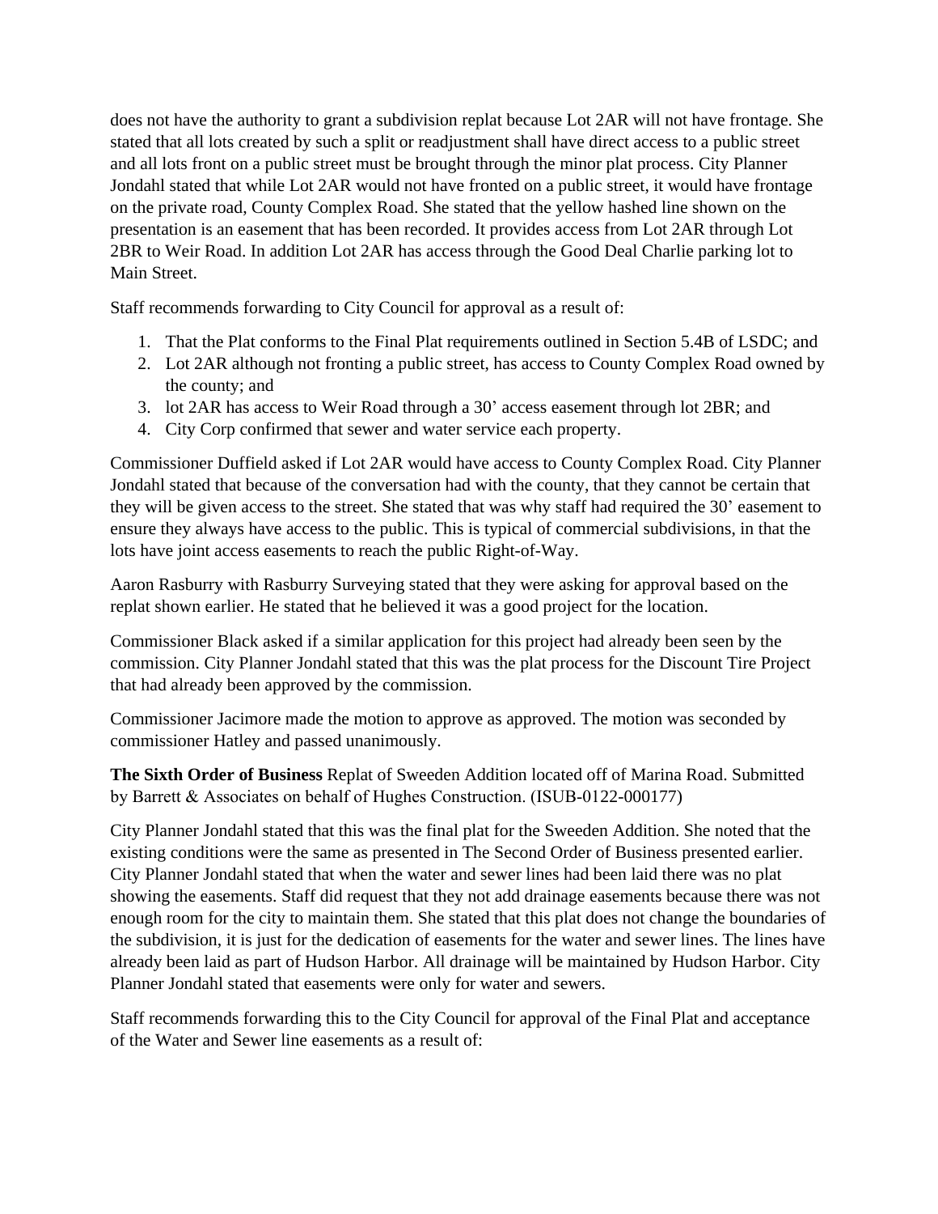does not have the authority to grant a subdivision replat because Lot 2AR will not have frontage. She stated that all lots created by such a split or readjustment shall have direct access to a public street and all lots front on a public street must be brought through the minor plat process. City Planner Jondahl stated that while Lot 2AR would not have fronted on a public street, it would have frontage on the private road, County Complex Road. She stated that the yellow hashed line shown on the presentation is an easement that has been recorded. It provides access from Lot 2AR through Lot 2BR to Weir Road. In addition Lot 2AR has access through the Good Deal Charlie parking lot to Main Street.

Staff recommends forwarding to City Council for approval as a result of:

1. That the Plat conforms to the Final Plat requirements outlined in Section 5.4B of LSDC; and
2. Lot 2AR although not fronting a public street, has access to County Complex Road owned by the county; and
3. lot 2AR has access to Weir Road through a 30' access easement through lot 2BR; and
4. City Corp confirmed that sewer and water service each property.

Commissioner Duffield asked if Lot 2AR would have access to County Complex Road. City Planner Jondahl stated that because of the conversation had with the county, that they cannot be certain that they will be given access to the street. She stated that was why staff had required the 30' easement to ensure they always have access to the public. This is typical of commercial subdivisions, in that the lots have joint access easements to reach the public Right-of-Way.

Aaron Rasburry with Rasburry Surveying stated that they were asking for approval based on the replat shown earlier. He stated that he believed it was a good project for the location.

Commissioner Black asked if a similar application for this project had already been seen by the commission. City Planner Jondahl stated that this was the plat process for the Discount Tire Project that had already been approved by the commission.

Commissioner Jacimore made the motion to approve as approved. The motion was seconded by commissioner Hatley and passed unanimously.

**The Sixth Order of Business** Replat of Sweeden Addition located off of Marina Road. Submitted by Barrett & Associates on behalf of Hughes Construction. (ISUB-0122-000177)

City Planner Jondahl stated that this was the final plat for the Sweeden Addition. She noted that the existing conditions were the same as presented in The Second Order of Business presented earlier. City Planner Jondahl stated that when the water and sewer lines had been laid there was no plat showing the easements. Staff did request that they not add drainage easements because there was not enough room for the city to maintain them. She stated that this plat does not change the boundaries of the subdivision, it is just for the dedication of easements for the water and sewer lines. The lines have already been laid as part of Hudson Harbor. All drainage will be maintained by Hudson Harbor. City Planner Jondahl stated that easements were only for water and sewers.

Staff recommends forwarding this to the City Council for approval of the Final Plat and acceptance of the Water and Sewer line easements as a result of: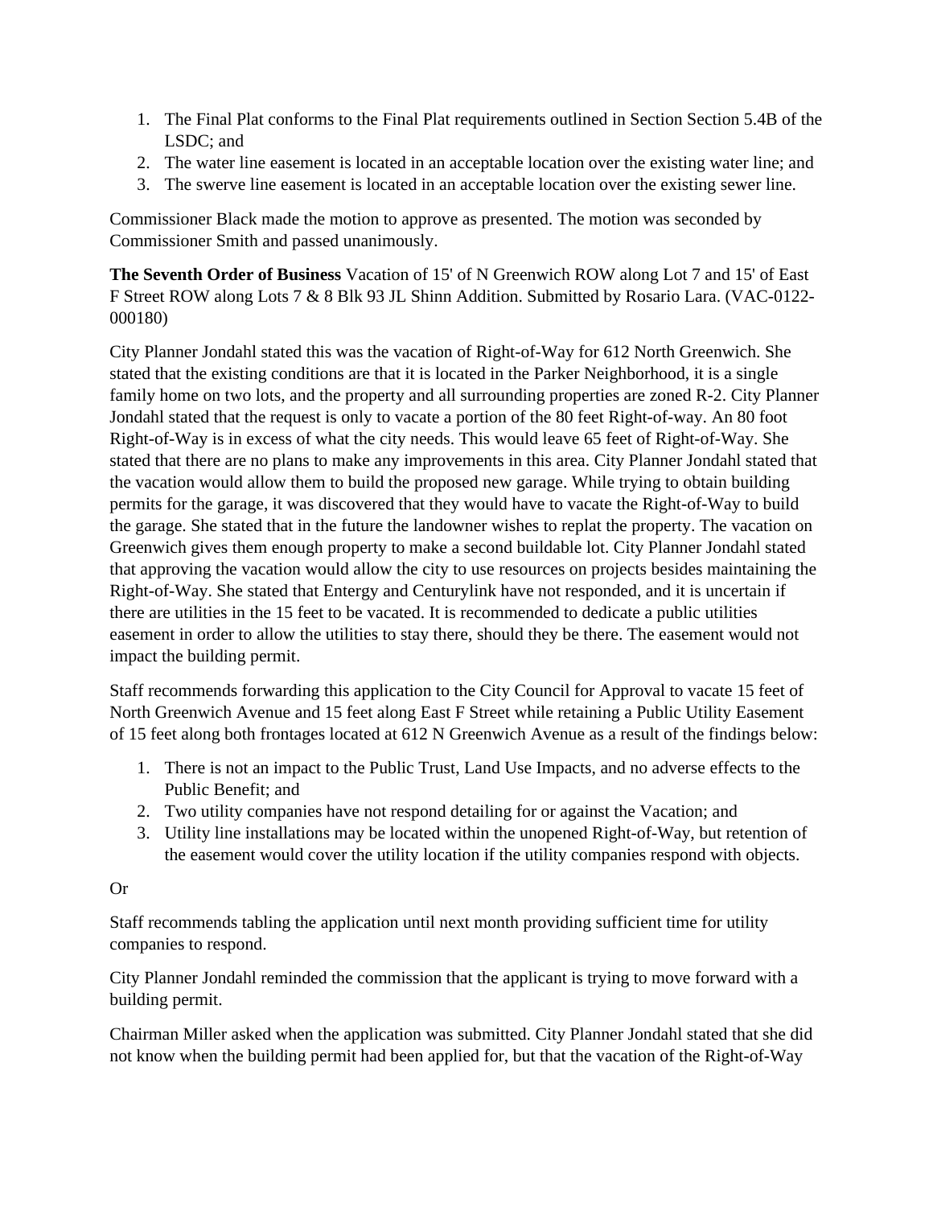1. The Final Plat conforms to the Final Plat requirements outlined in Section Section 5.4B of the LSDC; and
2. The water line easement is located in an acceptable location over the existing water line; and
3. The swerve line easement is located in an acceptable location over the existing sewer line.

Commissioner Black made the motion to approve as presented. The motion was seconded by Commissioner Smith and passed unanimously.

**The Seventh Order of Business** Vacation of 15' of N Greenwich ROW along Lot 7 and 15' of East F Street ROW along Lots 7 & 8 Blk 93 JL Shinn Addition. Submitted by Rosario Lara. (VAC-0122-000180)

City Planner Jondahl stated this was the vacation of Right-of-Way for 612 North Greenwich. She stated that the existing conditions are that it is located in the Parker Neighborhood, it is a single family home on two lots, and the property and all surrounding properties are zoned R-2. City Planner Jondahl stated that the request is only to vacate a portion of the 80 feet Right-of-way. An 80 foot Right-of-Way is in excess of what the city needs. This would leave 65 feet of Right-of-Way. She stated that there are no plans to make any improvements in this area. City Planner Jondahl stated that the vacation would allow them to build the proposed new garage. While trying to obtain building permits for the garage, it was discovered that they would have to vacate the Right-of-Way to build the garage. She stated that in the future the landowner wishes to replat the property. The vacation on Greenwich gives them enough property to make a second buildable lot. City Planner Jondahl stated that approving the vacation would allow the city to use resources on projects besides maintaining the Right-of-Way. She stated that Entergy and Centurylink have not responded, and it is uncertain if there are utilities in the 15 feet to be vacated. It is recommended to dedicate a public utilities easement in order to allow the utilities to stay there, should they be there. The easement would not impact the building permit.

Staff recommends forwarding this application to the City Council for Approval to vacate 15 feet of North Greenwich Avenue and 15 feet along East F Street while retaining a Public Utility Easement of 15 feet along both frontages located at 612 N Greenwich Avenue as a result of the findings below:

1. There is not an impact to the Public Trust, Land Use Impacts, and no adverse effects to the Public Benefit; and
2. Two utility companies have not respond detailing for or against the Vacation; and
3. Utility line installations may be located within the unopened Right-of-Way, but retention of the easement would cover the utility location if the utility companies respond with objects.

Or

Staff recommends tabling the application until next month providing sufficient time for utility companies to respond.

City Planner Jondahl reminded the commission that the applicant is trying to move forward with a building permit.

Chairman Miller asked when the application was submitted. City Planner Jondahl stated that she did not know when the building permit had been applied for, but that the vacation of the Right-of-Way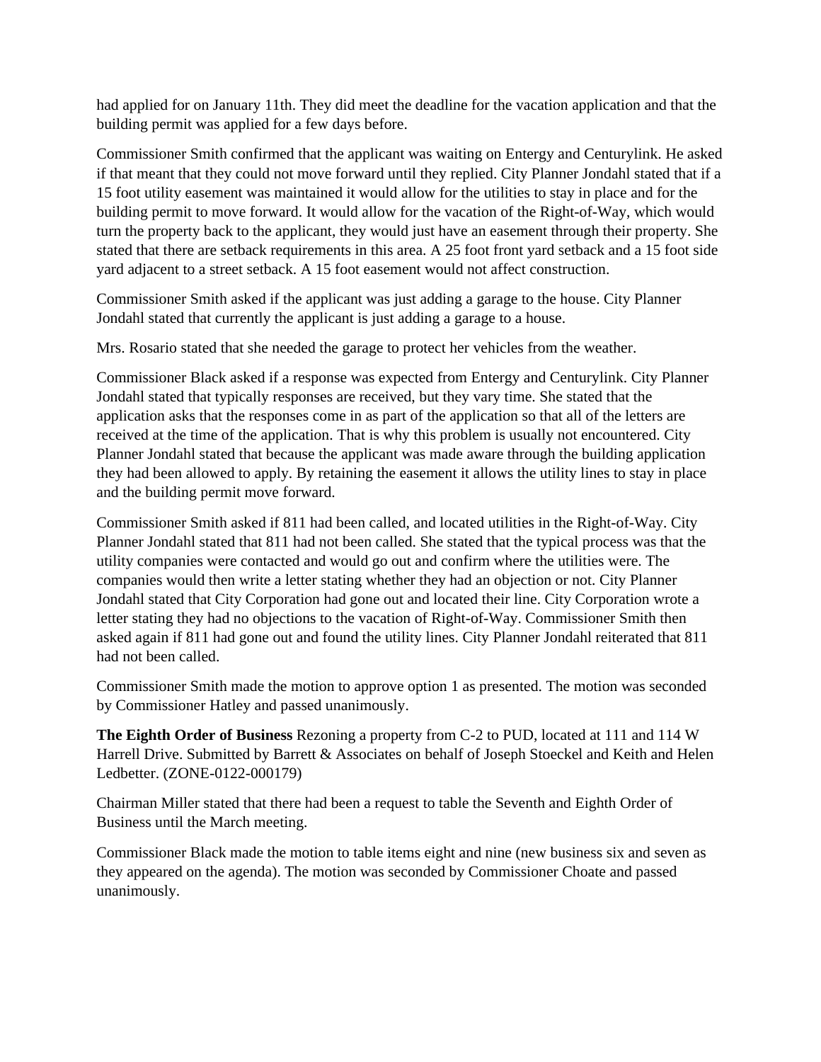had applied for on January 11th. They did meet the deadline for the vacation application and that the building permit was applied for a few days before.

Commissioner Smith confirmed that the applicant was waiting on Entergy and Centurylink. He asked if that meant that they could not move forward until they replied. City Planner Jondahl stated that if a 15 foot utility easement was maintained it would allow for the utilities to stay in place and for the building permit to move forward. It would allow for the vacation of the Right-of-Way, which would turn the property back to the applicant, they would just have an easement through their property. She stated that there are setback requirements in this area. A 25 foot front yard setback and a 15 foot side yard adjacent to a street setback. A 15 foot easement would not affect construction.

Commissioner Smith asked if the applicant was just adding a garage to the house. City Planner Jondahl stated that currently the applicant is just adding a garage to a house.

Mrs. Rosario stated that she needed the garage to protect her vehicles from the weather.

Commissioner Black asked if a response was expected from Entergy and Centurylink. City Planner Jondahl stated that typically responses are received, but they vary time. She stated that the application asks that the responses come in as part of the application so that all of the letters are received at the time of the application. That is why this problem is usually not encountered. City Planner Jondahl stated that because the applicant was made aware through the building application they had been allowed to apply. By retaining the easement it allows the utility lines to stay in place and the building permit move forward.

Commissioner Smith asked if 811 had been called, and located utilities in the Right-of-Way. City Planner Jondahl stated that 811 had not been called. She stated that the typical process was that the utility companies were contacted and would go out and confirm where the utilities were. The companies would then write a letter stating whether they had an objection or not. City Planner Jondahl stated that City Corporation had gone out and located their line. City Corporation wrote a letter stating they had no objections to the vacation of Right-of-Way. Commissioner Smith then asked again if 811 had gone out and found the utility lines. City Planner Jondahl reiterated that 811 had not been called.

Commissioner Smith made the motion to approve option 1 as presented. The motion was seconded by Commissioner Hatley and passed unanimously.

**The Eighth Order of Business** Rezoning a property from C-2 to PUD, located at 111 and 114 W Harrell Drive. Submitted by Barrett & Associates on behalf of Joseph Stoeckel and Keith and Helen Ledbetter. (ZONE-0122-000179)

Chairman Miller stated that there had been a request to table the Seventh and Eighth Order of Business until the March meeting.

Commissioner Black made the motion to table items eight and nine (new business six and seven as they appeared on the agenda). The motion was seconded by Commissioner Choate and passed unanimously.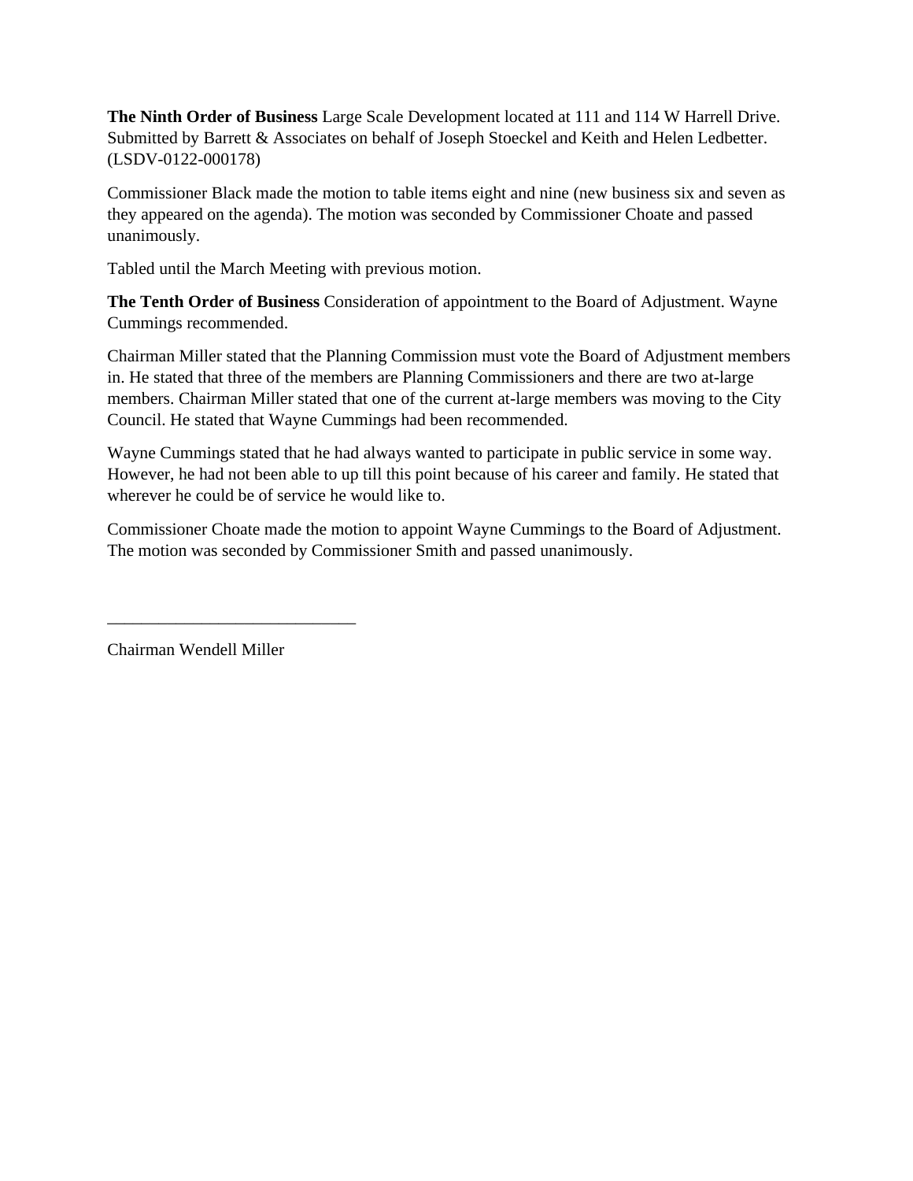**The Ninth Order of Business** Large Scale Development located at 111 and 114 W Harrell Drive. Submitted by Barrett & Associates on behalf of Joseph Stoeckel and Keith and Helen Ledbetter. (LSDV-0122-000178)

Commissioner Black made the motion to table items eight and nine (new business six and seven as they appeared on the agenda). The motion was seconded by Commissioner Choate and passed unanimously.

Tabled until the March Meeting with previous motion.

**The Tenth Order of Business** Consideration of appointment to the Board of Adjustment. Wayne Cummings recommended.

Chairman Miller stated that the Planning Commission must vote the Board of Adjustment members in. He stated that three of the members are Planning Commissioners and there are two at-large members. Chairman Miller stated that one of the current at-large members was moving to the City Council. He stated that Wayne Cummings had been recommended.

Wayne Cummings stated that he had always wanted to participate in public service in some way. However, he had not been able to up till this point because of his career and family. He stated that wherever he could be of service he would like to.

Commissioner Choate made the motion to appoint Wayne Cummings to the Board of Adjustment. The motion was seconded by Commissioner Smith and passed unanimously.

_____________________________

Chairman Wendell Miller